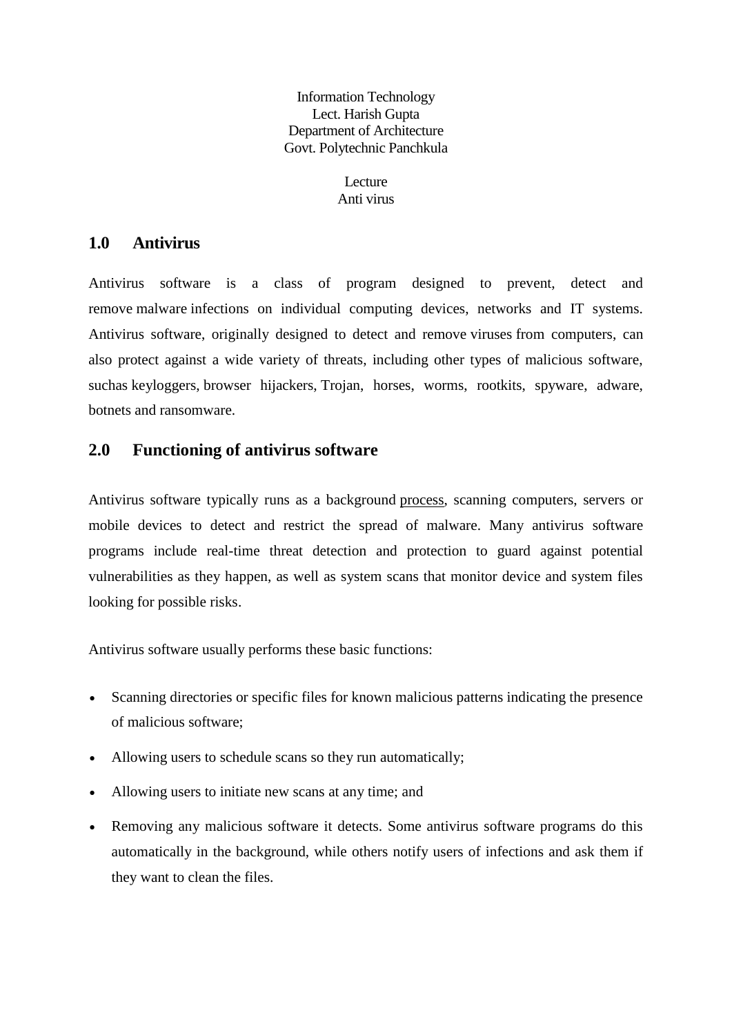Information Technology
Lect. Harish Gupta
Department of Architecture
Govt. Polytechnic Panchkula

Lecture
Anti virus

## 1.0 Antivirus

Antivirus software is a class of program designed to prevent, detect and remove malware infections on individual computing devices, networks and IT systems. Antivirus software, originally designed to detect and remove viruses from computers, can also protect against a wide variety of threats, including other types of malicious software, suchas keyloggers, browser hijackers, Trojan, horses, worms, rootkits, spyware, adware, botnets and ransomware.

## 2.0 Functioning of antivirus software

Antivirus software typically runs as a background process, scanning computers, servers or mobile devices to detect and restrict the spread of malware. Many antivirus software programs include real-time threat detection and protection to guard against potential vulnerabilities as they happen, as well as system scans that monitor device and system files looking for possible risks.

Antivirus software usually performs these basic functions:

- Scanning directories or specific files for known malicious patterns indicating the presence of malicious software;
- Allowing users to schedule scans so they run automatically;
- Allowing users to initiate new scans at any time; and
- Removing any malicious software it detects. Some antivirus software programs do this automatically in the background, while others notify users of infections and ask them if they want to clean the files.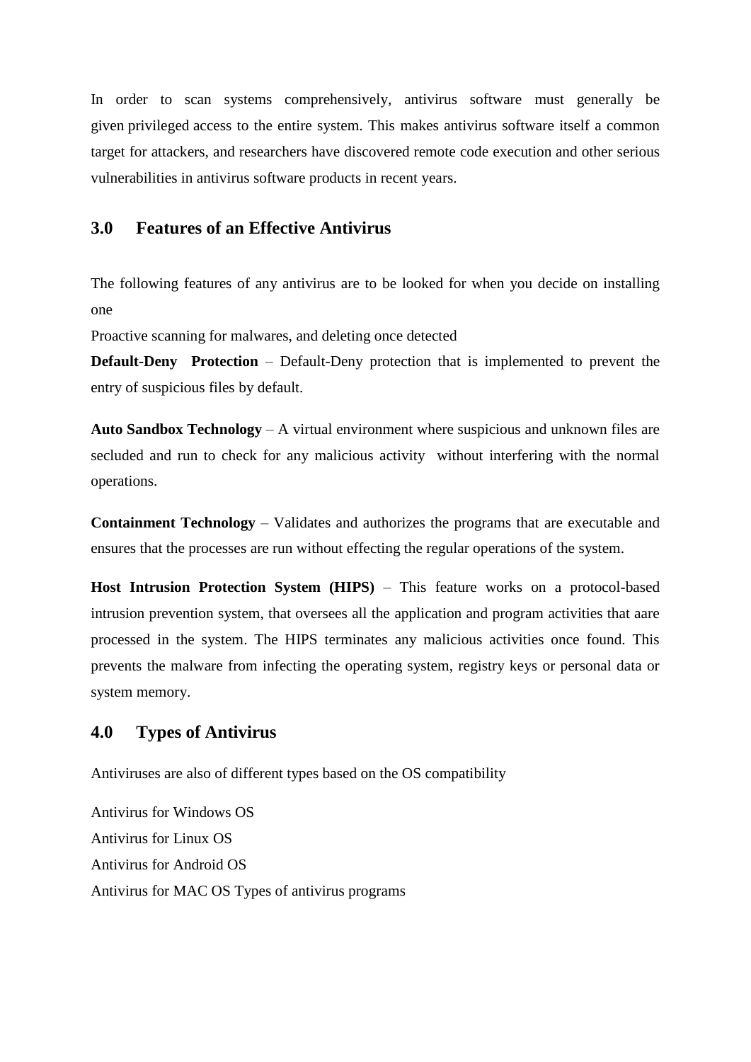In order to scan systems comprehensively, antivirus software must generally be given privileged access to the entire system. This makes antivirus software itself a common target for attackers, and researchers have discovered remote code execution and other serious vulnerabilities in antivirus software products in recent years.

## 3.0 Features of an Effective Antivirus

The following features of any antivirus are to be looked for when you decide on installing one

Proactive scanning for malwares, and deleting once detected

**Default-Deny Protection** – Default-Deny protection that is implemented to prevent the entry of suspicious files by default.

**Auto Sandbox Technology** – A virtual environment where suspicious and unknown files are secluded and run to check for any malicious activity without interfering with the normal operations.

**Containment Technology** – Validates and authorizes the programs that are executable and ensures that the processes are run without effecting the regular operations of the system.

**Host Intrusion Protection System (HIPS)** – This feature works on a protocol-based intrusion prevention system, that oversees all the application and program activities that aare processed in the system. The HIPS terminates any malicious activities once found. This prevents the malware from infecting the operating system, registry keys or personal data or system memory.

## 4.0 Types of Antivirus

Antiviruses are also of different types based on the OS compatibility

Antivirus for Windows OS

Antivirus for Linux OS

Antivirus for Android OS

Antivirus for MAC OS Types of antivirus programs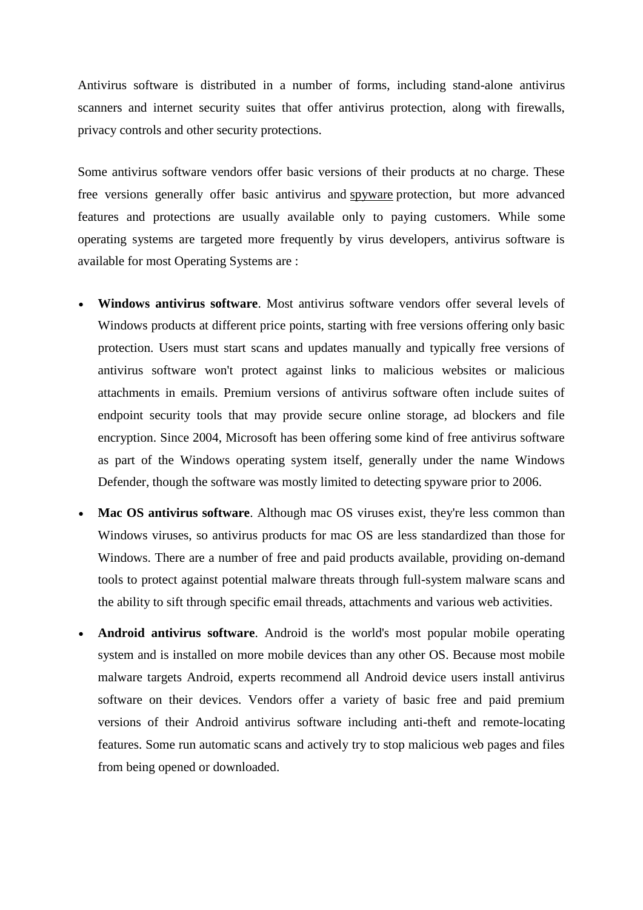Antivirus software is distributed in a number of forms, including stand-alone antivirus scanners and internet security suites that offer antivirus protection, along with firewalls, privacy controls and other security protections.

Some antivirus software vendors offer basic versions of their products at no charge. These free versions generally offer basic antivirus and spyware protection, but more advanced features and protections are usually available only to paying customers. While some operating systems are targeted more frequently by virus developers, antivirus software is available for most Operating Systems are :

- **Windows antivirus software**. Most antivirus software vendors offer several levels of Windows products at different price points, starting with free versions offering only basic protection. Users must start scans and updates manually and typically free versions of antivirus software won't protect against links to malicious websites or malicious attachments in emails. Premium versions of antivirus software often include suites of endpoint security tools that may provide secure online storage, ad blockers and file encryption. Since 2004, Microsoft has been offering some kind of free antivirus software as part of the Windows operating system itself, generally under the name Windows Defender, though the software was mostly limited to detecting spyware prior to 2006.
- **Mac OS antivirus software**. Although mac OS viruses exist, they're less common than Windows viruses, so antivirus products for mac OS are less standardized than those for Windows. There are a number of free and paid products available, providing on-demand tools to protect against potential malware threats through full-system malware scans and the ability to sift through specific email threads, attachments and various web activities.
- **Android antivirus software**. Android is the world's most popular mobile operating system and is installed on more mobile devices than any other OS. Because most mobile malware targets Android, experts recommend all Android device users install antivirus software on their devices. Vendors offer a variety of basic free and paid premium versions of their Android antivirus software including anti-theft and remote-locating features. Some run automatic scans and actively try to stop malicious web pages and files from being opened or downloaded.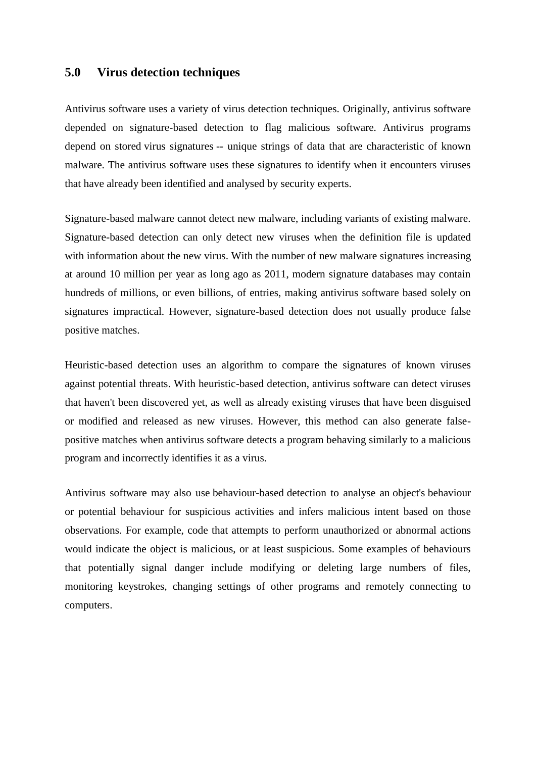## 5.0 Virus detection techniques

Antivirus software uses a variety of virus detection techniques. Originally, antivirus software depended on signature-based detection to flag malicious software. Antivirus programs depend on stored virus signatures -- unique strings of data that are characteristic of known malware. The antivirus software uses these signatures to identify when it encounters viruses that have already been identified and analysed by security experts.

Signature-based malware cannot detect new malware, including variants of existing malware. Signature-based detection can only detect new viruses when the definition file is updated with information about the new virus. With the number of new malware signatures increasing at around 10 million per year as long ago as 2011, modern signature databases may contain hundreds of millions, or even billions, of entries, making antivirus software based solely on signatures impractical. However, signature-based detection does not usually produce false positive matches.

Heuristic-based detection uses an algorithm to compare the signatures of known viruses against potential threats. With heuristic-based detection, antivirus software can detect viruses that haven't been discovered yet, as well as already existing viruses that have been disguised or modified and released as new viruses. However, this method can also generate false-positive matches when antivirus software detects a program behaving similarly to a malicious program and incorrectly identifies it as a virus.

Antivirus software may also use behaviour-based detection to analyse an object's behaviour or potential behaviour for suspicious activities and infers malicious intent based on those observations. For example, code that attempts to perform unauthorized or abnormal actions would indicate the object is malicious, or at least suspicious. Some examples of behaviours that potentially signal danger include modifying or deleting large numbers of files, monitoring keystrokes, changing settings of other programs and remotely connecting to computers.